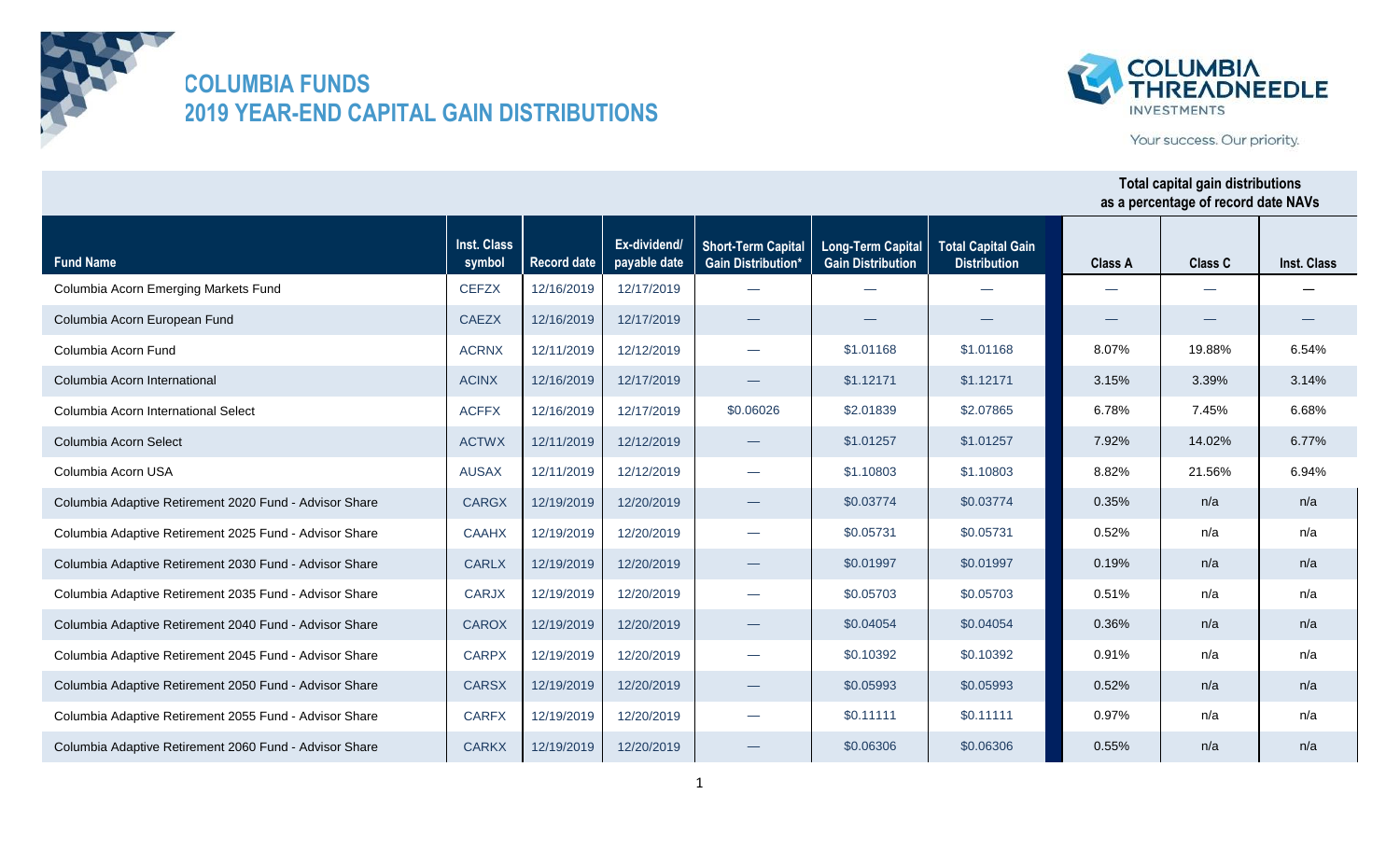# COLUMBIA FUNDS
# 2019 YEAR-END CAPITAL GAIN DISTRIBUTIONS

| Fund Name | Inst. Class symbol | Record date | Ex-dividend/ payable date | Short-Term Capital Gain Distribution* | Long-Term Capital Gain Distribution | Total Capital Gain Distribution | Total capital gain distributions as a percentage of record date NAVs | | |
|---|---|---|---|---|---|---|---|---|---|
| | | | | | | | Class A | Class C | Inst. Class |
| Columbia Acorn Emerging Markets Fund | CEFZX | 12/16/2019 | 12/17/2019 | — | — | — | — | — | — |
| Columbia Acorn European Fund | CAEZX | 12/16/2019 | 12/17/2019 | — | — | — | — | — | — |
| Columbia Acorn Fund | ACRNX | 12/11/2019 | 12/12/2019 | — | $1.01168 | $1.01168 | 8.07% | 19.88% | 6.54% |
| Columbia Acorn International | ACINX | 12/16/2019 | 12/17/2019 | — | $1.12171 | $1.12171 | 3.15% | 3.39% | 3.14% |
| Columbia Acorn International Select | ACFFX | 12/16/2019 | 12/17/2019 | $0.06026 | $2.01839 | $2.07865 | 6.78% | 7.45% | 6.68% |
| Columbia Acorn Select | ACTWX | 12/11/2019 | 12/12/2019 | — | $1.01257 | $1.01257 | 7.92% | 14.02% | 6.77% |
| Columbia Acorn USA | AUSAX | 12/11/2019 | 12/12/2019 | — | $1.10803 | $1.10803 | 8.82% | 21.56% | 6.94% |
| Columbia Adaptive Retirement 2020 Fund - Advisor Share | CARGX | 12/19/2019 | 12/20/2019 | — | $0.03774 | $0.03774 | 0.35% | n/a | n/a |
| Columbia Adaptive Retirement 2025 Fund - Advisor Share | CAAHX | 12/19/2019 | 12/20/2019 | — | $0.05731 | $0.05731 | 0.52% | n/a | n/a |
| Columbia Adaptive Retirement 2030 Fund - Advisor Share | CARLX | 12/19/2019 | 12/20/2019 | — | $0.01997 | $0.01997 | 0.19% | n/a | n/a |
| Columbia Adaptive Retirement 2035 Fund - Advisor Share | CARJX | 12/19/2019 | 12/20/2019 | — | $0.05703 | $0.05703 | 0.51% | n/a | n/a |
| Columbia Adaptive Retirement 2040 Fund - Advisor Share | CAROX | 12/19/2019 | 12/20/2019 | — | $0.04054 | $0.04054 | 0.36% | n/a | n/a |
| Columbia Adaptive Retirement 2045 Fund - Advisor Share | CARPX | 12/19/2019 | 12/20/2019 | — | $0.10392 | $0.10392 | 0.91% | n/a | n/a |
| Columbia Adaptive Retirement 2050 Fund - Advisor Share | CARSX | 12/19/2019 | 12/20/2019 | — | $0.05993 | $0.05993 | 0.52% | n/a | n/a |
| Columbia Adaptive Retirement 2055 Fund - Advisor Share | CARFX | 12/19/2019 | 12/20/2019 | — | $0.11111 | $0.11111 | 0.97% | n/a | n/a |
| Columbia Adaptive Retirement 2060 Fund - Advisor Share | CARKX | 12/19/2019 | 12/20/2019 | — | $0.06306 | $0.06306 | 0.55% | n/a | n/a |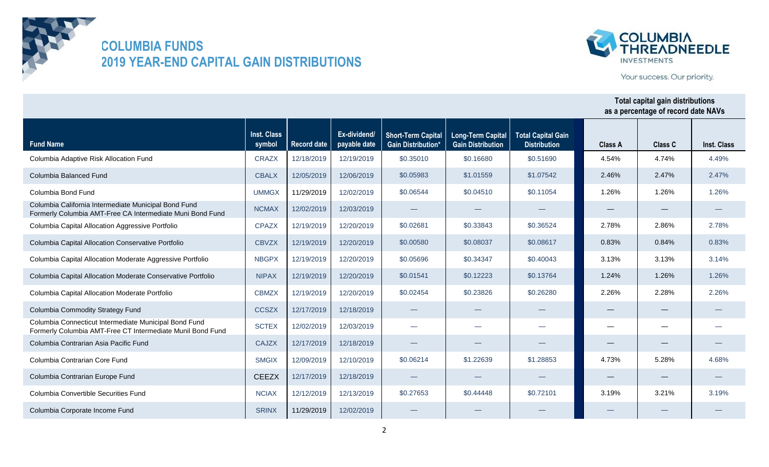# COLUMBIA FUNDS
## 2019 YEAR-END CAPITAL GAIN DISTRIBUTIONS

| Fund Name | Inst. Class symbol | Record date | Ex-dividend/ payable date | Short-Term Capital Gain Distribution* | Long-Term Capital Gain Distribution | Total Capital Gain Distribution | Total capital gain distributions as a percentage of record date NAVs | | |
|---|---|---|---|---|---|---|---|---|---|
| | | | | | | | Class A | Class C | Inst. Class |
| Columbia Adaptive Risk Allocation Fund | CRAZX | 12/18/2019 | 12/19/2019 | $0.35010 | $0.16680 | $0.51690 | 4.54% | 4.74% | 4.49% |
| Columbia Balanced Fund | CBALX | 12/05/2019 | 12/06/2019 | $0.05983 | $1.01559 | $1.07542 | 2.46% | 2.47% | 2.47% |
| Columbia Bond Fund | UMMGX | 11/29/2019 | 12/02/2019 | $0.06544 | $0.04510 | $0.11054 | 1.26% | 1.26% | 1.26% |
| Columbia California Intermediate Municipal Bond Fund Formerly Columbia AMT-Free CA Intermediate Muni Bond Fund | NCMAX | 12/02/2019 | 12/03/2019 | — | — | — | — | — | — |
| Columbia Capital Allocation Aggressive Portfolio | CPAZX | 12/19/2019 | 12/20/2019 | $0.02681 | $0.33843 | $0.36524 | 2.78% | 2.86% | 2.78% |
| Columbia Capital Allocation Conservative Portfolio | CBVZX | 12/19/2019 | 12/20/2019 | $0.00580 | $0.08037 | $0.08617 | 0.83% | 0.84% | 0.83% |
| Columbia Capital Allocation Moderate Aggressive Portfolio | NBGPX | 12/19/2019 | 12/20/2019 | $0.05696 | $0.34347 | $0.40043 | 3.13% | 3.13% | 3.14% |
| Columbia Capital Allocation Moderate Conservative Portfolio | NIPAX | 12/19/2019 | 12/20/2019 | $0.01541 | $0.12223 | $0.13764 | 1.24% | 1.26% | 1.26% |
| Columbia Capital Allocation Moderate Portfolio | CBMZX | 12/19/2019 | 12/20/2019 | $0.02454 | $0.23826 | $0.26280 | 2.26% | 2.28% | 2.26% |
| Columbia Commodity Strategy Fund | CCSZX | 12/17/2019 | 12/18/2019 | — | — | — | — | — | — |
| Columbia Connecticut Intermediate Municipal Bond Fund Formerly Columbia AMT-Free CT Intermediate Munil Bond Fund | SCTEX | 12/02/2019 | 12/03/2019 | — | — | — | — | — | — |
| Columbia Contrarian Asia Pacific Fund | CAJZX | 12/17/2019 | 12/18/2019 | — | — | — | — | — | — |
| Columbia Contrarian Core Fund | SMGIX | 12/09/2019 | 12/10/2019 | $0.06214 | $1.22639 | $1.28853 | 4.73% | 5.28% | 4.68% |
| Columbia Contrarian Europe Fund | CEEZX | 12/17/2019 | 12/18/2019 | — | — | — | — | — | — |
| Columbia Convertible Securities Fund | NCIAX | 12/12/2019 | 12/13/2019 | $0.27653 | $0.44448 | $0.72101 | 3.19% | 3.21% | 3.19% |
| Columbia Corporate Income Fund | SRINX | 11/29/2019 | 12/02/2019 | — | — | — | — | — | — |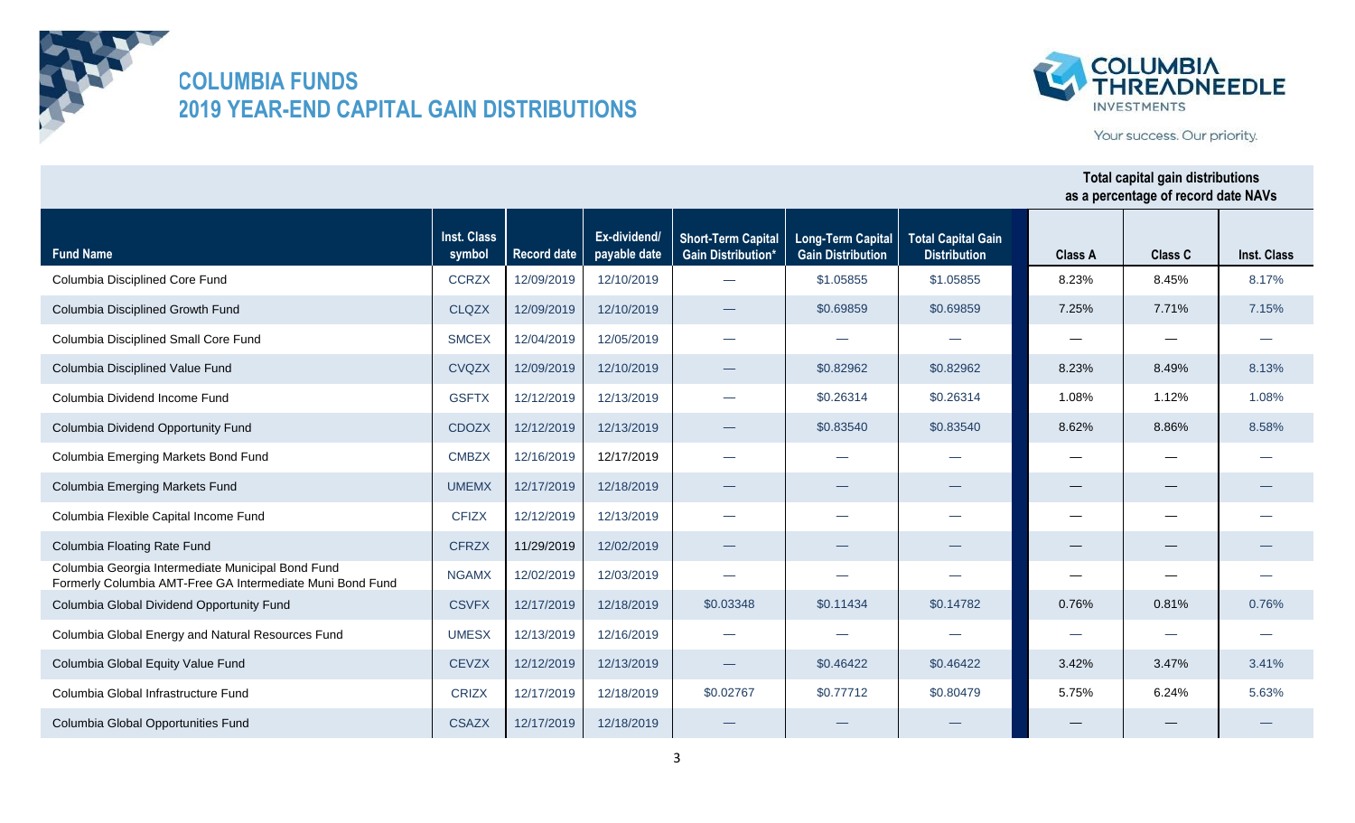# COLUMBIA FUNDS
## 2019 YEAR-END CAPITAL GAIN DISTRIBUTIONS

COLUMBIA THREADNEEDLE INVESTMENTS

Your success. Our priority.

| Fund Name | Inst. Class symbol | Record date | Ex-dividend/ payable date | Short-Term Capital Gain Distribution* | Long-Term Capital Gain Distribution | Total Capital Gain Distribution | Total capital gain distributions as a percentage of record date NAVs | | |
|---|---|---|---|---|---|---|---|---|---|
| | | | | | | | Class A | Class C | Inst. Class |
| Columbia Disciplined Core Fund | CCRZX | 12/09/2019 | 12/10/2019 | — | $1.05855 | $1.05855 | 8.23% | 8.45% | 8.17% |
| Columbia Disciplined Growth Fund | CLQZX | 12/09/2019 | 12/10/2019 | — | $0.69859 | $0.69859 | 7.25% | 7.71% | 7.15% |
| Columbia Disciplined Small Core Fund | SMCEX | 12/04/2019 | 12/05/2019 | — | — | — | — | — | — |
| Columbia Disciplined Value Fund | CVQZX | 12/09/2019 | 12/10/2019 | — | $0.82962 | $0.82962 | 8.23% | 8.49% | 8.13% |
| Columbia Dividend Income Fund | GSFTX | 12/12/2019 | 12/13/2019 | — | $0.26314 | $0.26314 | 1.08% | 1.12% | 1.08% |
| Columbia Dividend Opportunity Fund | CDOZX | 12/12/2019 | 12/13/2019 | — | $0.83540 | $0.83540 | 8.62% | 8.86% | 8.58% |
| Columbia Emerging Markets Bond Fund | CMBZX | 12/16/2019 | 12/17/2019 | — | — | — | — | — | — |
| Columbia Emerging Markets Fund | UMEMX | 12/17/2019 | 12/18/2019 | — | — | — | — | — | — |
| Columbia Flexible Capital Income Fund | CFIZX | 12/12/2019 | 12/13/2019 | — | — | — | — | — | — |
| Columbia Floating Rate Fund | CFRZX | 11/29/2019 | 12/02/2019 | — | — | — | — | — | — |
| Columbia Georgia Intermediate Municipal Bond Fund Formerly Columbia AMT-Free GA Intermediate Muni Bond Fund | NGAMX | 12/02/2019 | 12/03/2019 | — | — | — | — | — | — |
| Columbia Global Dividend Opportunity Fund | CSVFX | 12/17/2019 | 12/18/2019 | $0.03348 | $0.11434 | $0.14782 | 0.76% | 0.81% | 0.76% |
| Columbia Global Energy and Natural Resources Fund | UMESX | 12/13/2019 | 12/16/2019 | — | — | — | — | — | — |
| Columbia Global Equity Value Fund | CEVZX | 12/12/2019 | 12/13/2019 | — | $0.46422 | $0.46422 | 3.42% | 3.47% | 3.41% |
| Columbia Global Infrastructure Fund | CRIZX | 12/17/2019 | 12/18/2019 | $0.02767 | $0.77712 | $0.80479 | 5.75% | 6.24% | 5.63% |
| Columbia Global Opportunities Fund | CSAZX | 12/17/2019 | 12/18/2019 | — | — | — | — | — | — |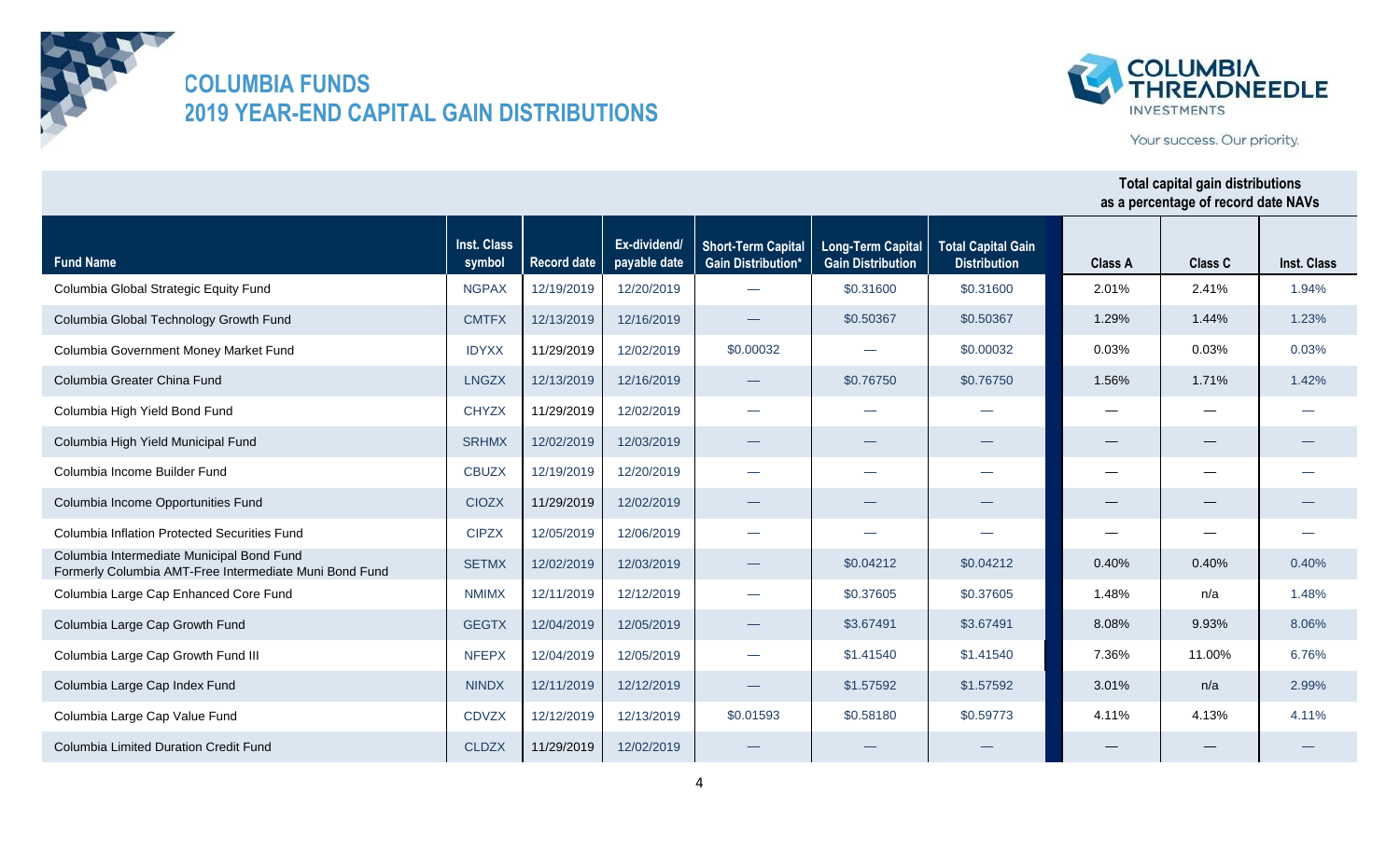# COLUMBIA FUNDS
# 2019 YEAR-END CAPITAL GAIN DISTRIBUTIONS

| Fund Name | Inst. Class symbol | Record date | Ex-dividend/ payable date | Short-Term Capital Gain Distribution* | Long-Term Capital Gain Distribution | Total Capital Gain Distribution | Total capital gain distributions as a percentage of record date NAVs | | |
|---|---|---|---|---|---|---|---|---|---|
| | | | | | | | Class A | Class C | Inst. Class |
| Columbia Global Strategic Equity Fund | NGPAX | 12/19/2019 | 12/20/2019 | — | $0.31600 | $0.31600 | 2.01% | 2.41% | 1.94% |
| Columbia Global Technology Growth Fund | CMTFX | 12/13/2019 | 12/16/2019 | — | $0.50367 | $0.50367 | 1.29% | 1.44% | 1.23% |
| Columbia Government Money Market Fund | IDYXX | 11/29/2019 | 12/02/2019 | $0.00032 | — | $0.00032 | 0.03% | 0.03% | 0.03% |
| Columbia Greater China Fund | LNGZX | 12/13/2019 | 12/16/2019 | — | $0.76750 | $0.76750 | 1.56% | 1.71% | 1.42% |
| Columbia High Yield Bond Fund | CHYZX | 11/29/2019 | 12/02/2019 | — | — | — | — | — | — |
| Columbia High Yield Municipal Fund | SRHMX | 12/02/2019 | 12/03/2019 | — | — | — | — | — | — |
| Columbia Income Builder Fund | CBUZX | 12/19/2019 | 12/20/2019 | — | — | — | — | — | — |
| Columbia Income Opportunities Fund | CIOZX | 11/29/2019 | 12/02/2019 | — | — | — | — | — | — |
| Columbia Inflation Protected Securities Fund | CIPZX | 12/05/2019 | 12/06/2019 | — | — | — | — | — | — |
| Columbia Intermediate Municipal Bond Fund Formerly Columbia AMT-Free Intermediate Muni Bond Fund | SETMX | 12/02/2019 | 12/03/2019 | — | $0.04212 | $0.04212 | 0.40% | 0.40% | 0.40% |
| Columbia Large Cap Enhanced Core Fund | NMIMX | 12/11/2019 | 12/12/2019 | — | $0.37605 | $0.37605 | 1.48% | n/a | 1.48% |
| Columbia Large Cap Growth Fund | GEGTX | 12/04/2019 | 12/05/2019 | — | $3.67491 | $3.67491 | 8.08% | 9.93% | 8.06% |
| Columbia Large Cap Growth Fund III | NFEPX | 12/04/2019 | 12/05/2019 | — | $1.41540 | $1.41540 | 7.36% | 11.00% | 6.76% |
| Columbia Large Cap Index Fund | NINDX | 12/11/2019 | 12/12/2019 | — | $1.57592 | $1.57592 | 3.01% | n/a | 2.99% |
| Columbia Large Cap Value Fund | CDVZX | 12/12/2019 | 12/13/2019 | $0.01593 | $0.58180 | $0.59773 | 4.11% | 4.13% | 4.11% |
| Columbia Limited Duration Credit Fund | CLDZX | 11/29/2019 | 12/02/2019 | — | — | — | — | — | — |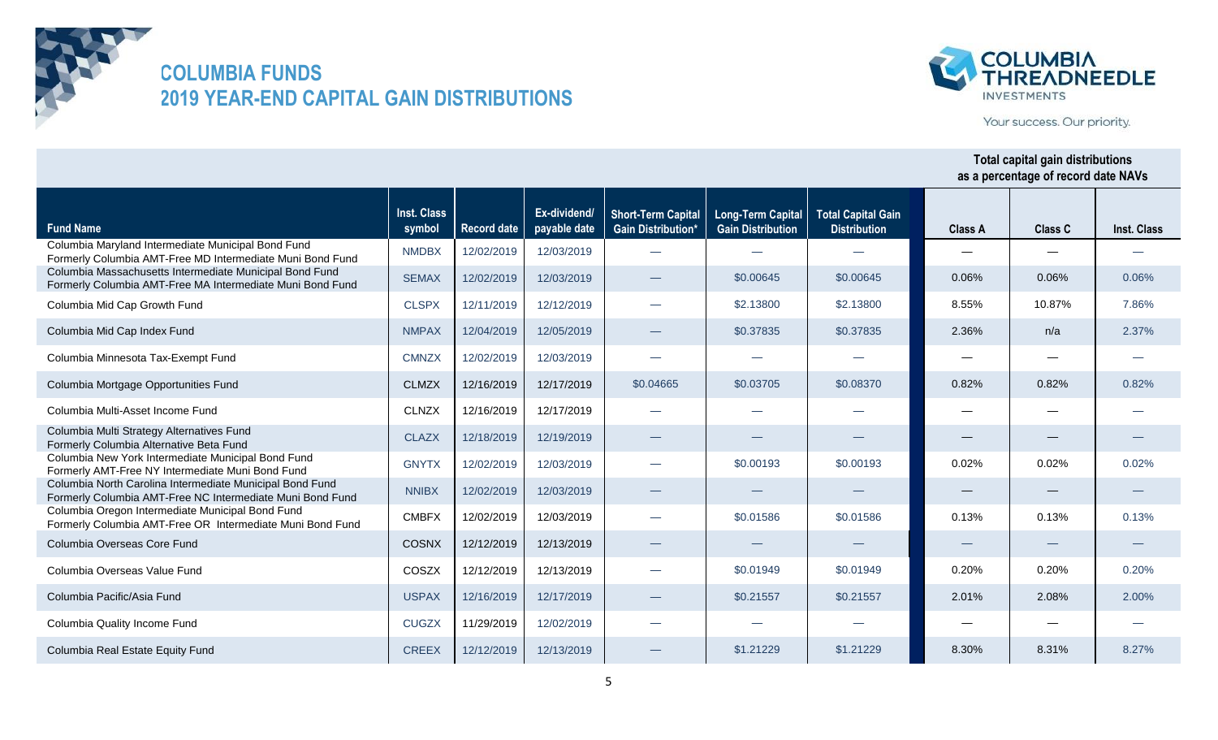# COLUMBIA FUNDS
## 2019 YEAR-END CAPITAL GAIN DISTRIBUTIONS

COLUMBIA THREADNEEDLE INVESTMENTS

Your success. Our priority.

| Fund Name | Inst. Class symbol | Record date | Ex-dividend/ payable date | Short-Term Capital Gain Distribution* | Long-Term Capital Gain Distribution | Total Capital Gain Distribution | Total capital gain distributions as a percentage of record date NAVs | | |
|---|---|---|---|---|---|---|---|---|---|
| | | | | | | | Class A | Class C | Inst. Class |
| Columbia Maryland Intermediate Municipal Bond Fund Formerly Columbia AMT-Free MD Intermediate Muni Bond Fund | NMDBX | 12/02/2019 | 12/03/2019 | — | — | — | — | — | — |
| Columbia Massachusetts Intermediate Municipal Bond Fund Formerly Columbia AMT-Free MA Intermediate Muni Bond Fund | SEMAX | 12/02/2019 | 12/03/2019 | — | $0.00645 | $0.00645 | 0.06% | 0.06% | 0.06% |
| Columbia Mid Cap Growth Fund | CLSPX | 12/11/2019 | 12/12/2019 | — | $2.13800 | $2.13800 | 8.55% | 10.87% | 7.86% |
| Columbia Mid Cap Index Fund | NMPAX | 12/04/2019 | 12/05/2019 | — | $0.37835 | $0.37835 | 2.36% | n/a | 2.37% |
| Columbia Minnesota Tax-Exempt Fund | CMNZX | 12/02/2019 | 12/03/2019 | — | — | — | — | — | — |
| Columbia Mortgage Opportunities Fund | CLMZX | 12/16/2019 | 12/17/2019 | $0.04665 | $0.03705 | $0.08370 | 0.82% | 0.82% | 0.82% |
| Columbia Multi-Asset Income Fund | CLNZX | 12/16/2019 | 12/17/2019 | — | — | — | — | — | — |
| Columbia Multi Strategy Alternatives Fund Formerly Columbia Alternative Beta Fund | CLAZX | 12/18/2019 | 12/19/2019 | — | — | — | — | — | — |
| Columbia New York Intermediate Municipal Bond Fund Formerly AMT-Free NY Intermediate Muni Bond Fund | GNYTX | 12/02/2019 | 12/03/2019 | — | $0.00193 | $0.00193 | 0.02% | 0.02% | 0.02% |
| Columbia North Carolina Intermediate Municipal Bond Fund Formerly Columbia AMT-Free NC Intermediate Muni Bond Fund | NNIBX | 12/02/2019 | 12/03/2019 | — | — | — | — | — | — |
| Columbia Oregon Intermediate Municipal Bond Fund Formerly Columbia AMT-Free OR Intermediate Muni Bond Fund | CMBFX | 12/02/2019 | 12/03/2019 | — | $0.01586 | $0.01586 | 0.13% | 0.13% | 0.13% |
| Columbia Overseas Core Fund | COSNX | 12/12/2019 | 12/13/2019 | — | — | — | — | — | — |
| Columbia Overseas Value Fund | COSZX | 12/12/2019 | 12/13/2019 | — | $0.01949 | $0.01949 | 0.20% | 0.20% | 0.20% |
| Columbia Pacific/Asia Fund | USPAX | 12/16/2019 | 12/17/2019 | — | $0.21557 | $0.21557 | 2.01% | 2.08% | 2.00% |
| Columbia Quality Income Fund | CUGZX | 11/29/2019 | 12/02/2019 | — | — | — | — | — | — |
| Columbia Real Estate Equity Fund | CREEX | 12/12/2019 | 12/13/2019 | — | $1.21229 | $1.21229 | 8.30% | 8.31% | 8.27% |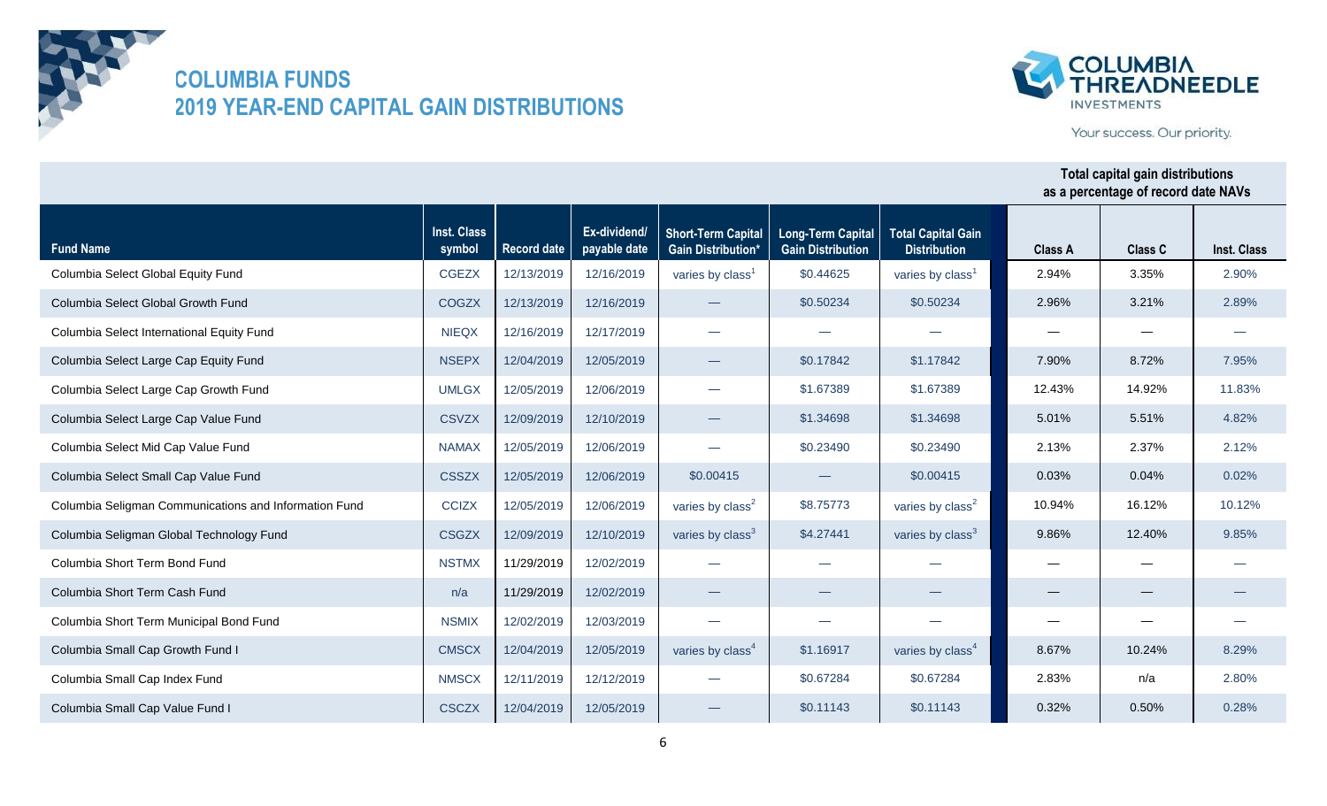# COLUMBIA FUNDS
## 2019 YEAR-END CAPITAL GAIN DISTRIBUTIONS

COLUMBIA THREADNEEDLE INVESTMENTS

Your success. Our priority.

| Fund Name | Inst. Class symbol | Record date | Ex-dividend/ payable date | Short-Term Capital Gain Distribution* | Long-Term Capital Gain Distribution | Total Capital Gain Distribution | Total capital gain distributions as a percentage of record date NAVs | | |
|---|---|---|---|---|---|---|---|---|---|
| | | | | | | | Class A | Class C | Inst. Class |
| Columbia Select Global Equity Fund | CGEZX | 12/13/2019 | 12/16/2019 | varies by class[1] | $0.44625 | varies by class[1] | 2.94% | 3.35% | 2.90% |
| Columbia Select Global Growth Fund | COGZX | 12/13/2019 | 12/16/2019 | — | $0.50234 | $0.50234 | 2.96% | 3.21% | 2.89% |
| Columbia Select International Equity Fund | NIEQX | 12/16/2019 | 12/17/2019 | — | — | — | — | — | — |
| Columbia Select Large Cap Equity Fund | NSEPX | 12/04/2019 | 12/05/2019 | — | $0.17842 | $1.17842 | 7.90% | 8.72% | 7.95% |
| Columbia Select Large Cap Growth Fund | UMLGX | 12/05/2019 | 12/06/2019 | — | $1.67389 | $1.67389 | 12.43% | 14.92% | 11.83% |
| Columbia Select Large Cap Value Fund | CSVZX | 12/09/2019 | 12/10/2019 | — | $1.34698 | $1.34698 | 5.01% | 5.51% | 4.82% |
| Columbia Select Mid Cap Value Fund | NAMAX | 12/05/2019 | 12/06/2019 | — | $0.23490 | $0.23490 | 2.13% | 2.37% | 2.12% |
| Columbia Select Small Cap Value Fund | CSSZX | 12/05/2019 | 12/06/2019 | $0.00415 | — | $0.00415 | 0.03% | 0.04% | 0.02% |
| Columbia Seligman Communications and Information Fund | CCIZX | 12/05/2019 | 12/06/2019 | varies by class[2] | $8.75773 | varies by class[2] | 10.94% | 16.12% | 10.12% |
| Columbia Seligman Global Technology Fund | CSGZX | 12/09/2019 | 12/10/2019 | varies by class[3] | $4.27441 | varies by class[3] | 9.86% | 12.40% | 9.85% |
| Columbia Short Term Bond Fund | NSTMX | 11/29/2019 | 12/02/2019 | — | — | — | — | — | — |
| Columbia Short Term Cash Fund | n/a | 11/29/2019 | 12/02/2019 | — | — | — | — | — | — |
| Columbia Short Term Municipal Bond Fund | NSMIX | 12/02/2019 | 12/03/2019 | — | — | — | — | — | — |
| Columbia Small Cap Growth Fund I | CMSCX | 12/04/2019 | 12/05/2019 | varies by class[4] | $1.16917 | varies by class[4] | 8.67% | 10.24% | 8.29% |
| Columbia Small Cap Index Fund | NMSCX | 12/11/2019 | 12/12/2019 | — | $0.67284 | $0.67284 | 2.83% | n/a | 2.80% |
| Columbia Small Cap Value Fund I | CSCZX | 12/04/2019 | 12/05/2019 | — | $0.11143 | $0.11143 | 0.32% | 0.50% | 0.28% |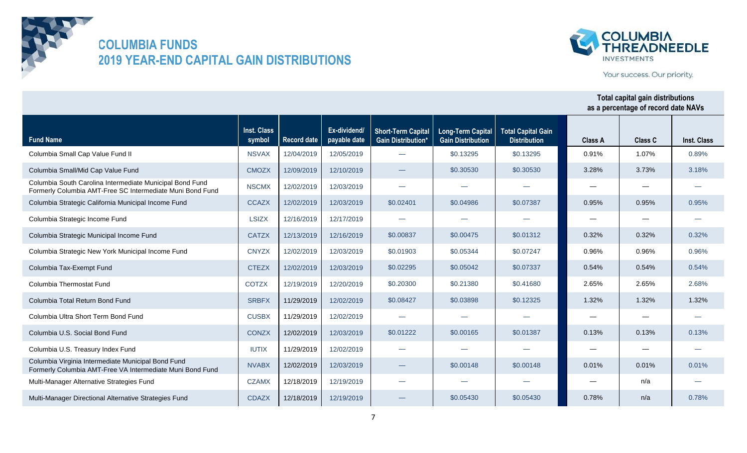# COLUMBIA FUNDS
## 2019 YEAR-END CAPITAL GAIN DISTRIBUTIONS

COLUMBIA THREADNEEDLE INVESTMENTS

Your success. Our priority.

| Fund Name | Inst. Class symbol | Record date | Ex-dividend/ payable date | Short-Term Capital Gain Distribution* | Long-Term Capital Gain Distribution | Total Capital Gain Distribution | Total capital gain distributions as a percentage of record date NAVs | | |
|---|---|---|---|---|---|---|---|---|---|
| | | | | | | | Class A | Class C | Inst. Class |
| Columbia Small Cap Value Fund II | NSVAX | 12/04/2019 | 12/05/2019 | — | $0.13295 | $0.13295 | 0.91% | 1.07% | 0.89% |
| Columbia Small/Mid Cap Value Fund | CMOZX | 12/09/2019 | 12/10/2019 | — | $0.30530 | $0.30530 | 3.28% | 3.73% | 3.18% |
| Columbia South Carolina Intermediate Municipal Bond Fund Formerly Columbia AMT-Free SC Intermediate Muni Bond Fund | NSCMX | 12/02/2019 | 12/03/2019 | — | — | — | — | — | — |
| Columbia Strategic California Municipal Income Fund | CCAZX | 12/02/2019 | 12/03/2019 | $0.02401 | $0.04986 | $0.07387 | 0.95% | 0.95% | 0.95% |
| Columbia Strategic Income Fund | LSIZX | 12/16/2019 | 12/17/2019 | — | — | — | — | — | — |
| Columbia Strategic Municipal Income Fund | CATZX | 12/13/2019 | 12/16/2019 | $0.00837 | $0.00475 | $0.01312 | 0.32% | 0.32% | 0.32% |
| Columbia Strategic New York Municipal Income Fund | CNYZX | 12/02/2019 | 12/03/2019 | $0.01903 | $0.05344 | $0.07247 | 0.96% | 0.96% | 0.96% |
| Columbia Tax-Exempt Fund | CTEZX | 12/02/2019 | 12/03/2019 | $0.02295 | $0.05042 | $0.07337 | 0.54% | 0.54% | 0.54% |
| Columbia Thermostat Fund | COTZX | 12/19/2019 | 12/20/2019 | $0.20300 | $0.21380 | $0.41680 | 2.65% | 2.65% | 2.68% |
| Columbia Total Return Bond Fund | SRBFX | 11/29/2019 | 12/02/2019 | $0.08427 | $0.03898 | $0.12325 | 1.32% | 1.32% | 1.32% |
| Columbia Ultra Short Term Bond Fund | CUSBX | 11/29/2019 | 12/02/2019 | — | — | — | — | — | — |
| Columbia U.S. Social Bond Fund | CONZX | 12/02/2019 | 12/03/2019 | $0.01222 | $0.00165 | $0.01387 | 0.13% | 0.13% | 0.13% |
| Columbia U.S. Treasury Index Fund | IUTIX | 11/29/2019 | 12/02/2019 | — | — | — | — | — | — |
| Columbia Virginia Intermediate Municipal Bond Fund Formerly Columbia AMT-Free VA Intermediate Muni Bond Fund | NVABX | 12/02/2019 | 12/03/2019 | — | $0.00148 | $0.00148 | 0.01% | 0.01% | 0.01% |
| Multi-Manager Alternative Strategies Fund | CZAMX | 12/18/2019 | 12/19/2019 | — | — | — | — | n/a | — |
| Multi-Manager Directional Alternative Strategies Fund | CDAZX | 12/18/2019 | 12/19/2019 | — | $0.05430 | $0.05430 | 0.78% | n/a | 0.78% |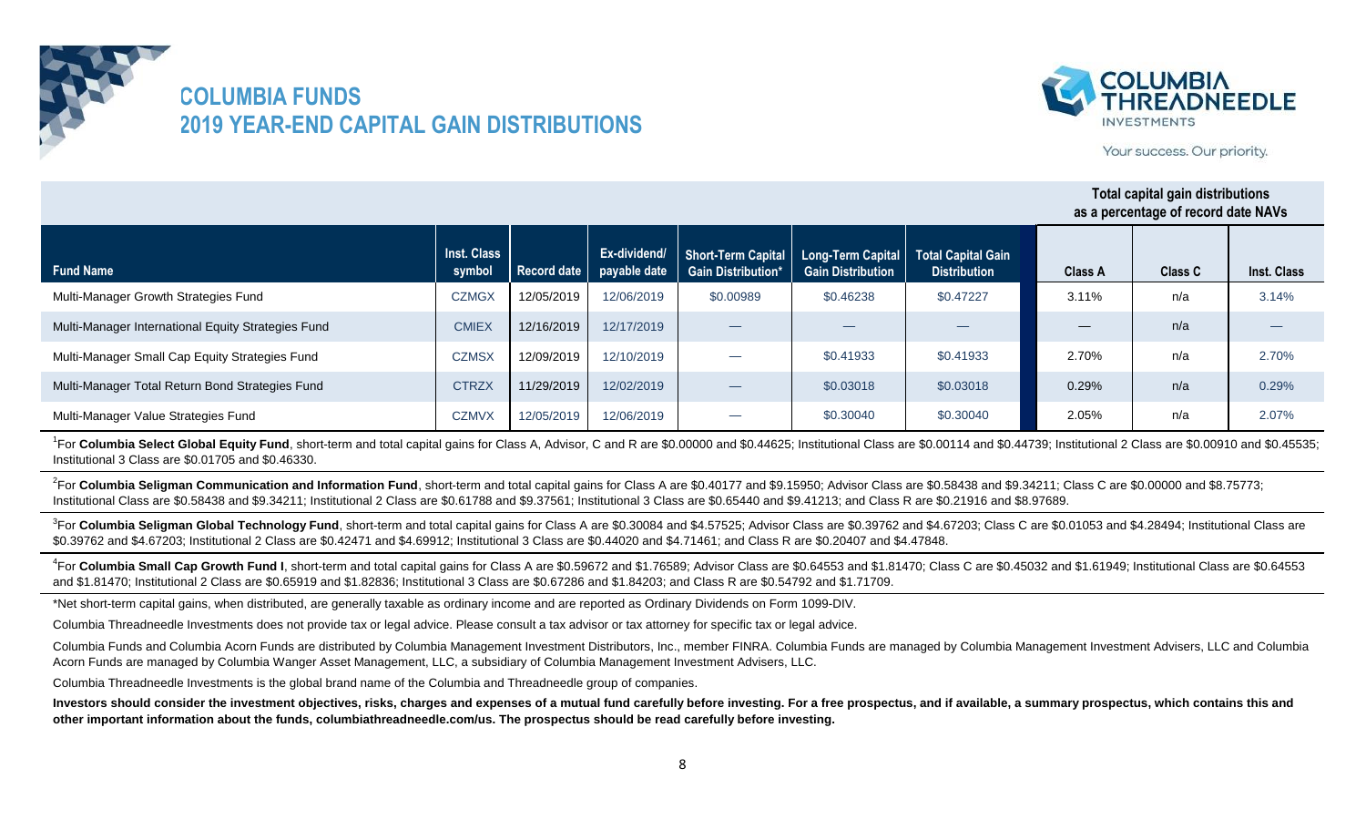# COLUMBIA FUNDS
## 2019 YEAR-END CAPITAL GAIN DISTRIBUTIONS

COLUMBIA THREADNEEDLE INVESTMENTS

Your success. Our priority.

| Fund Name | Inst. Class symbol | Record date | Ex-dividend/ payable date | Short-Term Capital Gain Distribution* | Long-Term Capital Gain Distribution | Total Capital Gain Distribution | Total capital gain distributions as a percentage of record date NAVs | | |
|---|---|---|---|---|---|---|---|---|---|
| | | | | | | | Class A | Class C | Inst. Class |
| Multi-Manager Growth Strategies Fund | CZMGX | 12/05/2019 | 12/06/2019 | $0.00989 | $0.46238 | $0.47227 | 3.11% | n/a | 3.14% |
| Multi-Manager International Equity Strategies Fund | CMIEX | 12/16/2019 | 12/17/2019 | — | — | — | — | n/a | — |
| Multi-Manager Small Cap Equity Strategies Fund | CZMSX | 12/09/2019 | 12/10/2019 | — | $0.41933 | $0.41933 | 2.70% | n/a | 2.70% |
| Multi-Manager Total Return Bond Strategies Fund | CTRZX | 11/29/2019 | 12/02/2019 | — | $0.03018 | $0.03018 | 0.29% | n/a | 0.29% |
| Multi-Manager Value Strategies Fund | CZMVX | 12/05/2019 | 12/06/2019 | — | $0.30040 | $0.30040 | 2.05% | n/a | 2.07% |

[1]For **Columbia Select Global Equity Fund**, short-term and total capital gains for Class A, Advisor, C and R are $0.00000 and $0.44625; Institutional Class are $0.00114 and $0.44739; Institutional 2 Class are $0.00910 and $0.45535; Institutional 3 Class are $0.01705 and $0.46330.

[2]For **Columbia Seligman Communication and Information Fund**, short-term and total capital gains for Class A are $0.40177 and $9.15950; Advisor Class are $0.58438 and $9.34211; Class C are $0.00000 and $8.75773; Institutional Class are $0.58438 and $9.34211; Institutional 2 Class are $0.61788 and $9.37561; Institutional 3 Class are $0.65440 and $9.41213; and Class R are $0.21916 and $8.97689.

[3]For **Columbia Seligman Global Technology Fund**, short-term and total capital gains for Class A are $0.30084 and $4.57525; Advisor Class are $0.39762 and $4.67203; Class C are $0.01053 and $4.28494; Institutional Class are $0.39762 and $4.67203; Institutional 2 Class are $0.42471 and $4.69912; Institutional 3 Class are $0.44020 and $4.71461; and Class R are $0.20407 and $4.47848.

[4]For **Columbia Small Cap Growth Fund I**, short-term and total capital gains for Class A are $0.59672 and $1.76589; Advisor Class are $0.64553 and $1.81470; Class C are $0.45032 and $1.61949; Institutional Class are $0.64553 and $1.81470; Institutional 2 Class are $0.65919 and $1.82836; Institutional 3 Class are $0.67286 and $1.84203; and Class R are $0.54792 and $1.71709.

*Net short-term capital gains, when distributed, are generally taxable as ordinary income and are reported as Ordinary Dividends on Form 1099-DIV.

Columbia Threadneedle Investments does not provide tax or legal advice. Please consult a tax advisor or tax attorney for specific tax or legal advice.

Columbia Funds and Columbia Acorn Funds are distributed by Columbia Management Investment Distributors, Inc., member FINRA. Columbia Funds are managed by Columbia Management Investment Advisers, LLC and Columbia Acorn Funds are managed by Columbia Wanger Asset Management, LLC, a subsidiary of Columbia Management Investment Advisers, LLC.

Columbia Threadneedle Investments is the global brand name of the Columbia and Threadneedle group of companies.

**Investors should consider the investment objectives, risks, charges and expenses of a mutual fund carefully before investing. For a free prospectus, and if available, a summary prospectus, which contains this and other important information about the funds, columbiathreadneedle.com/us. The prospectus should be read carefully before investing.**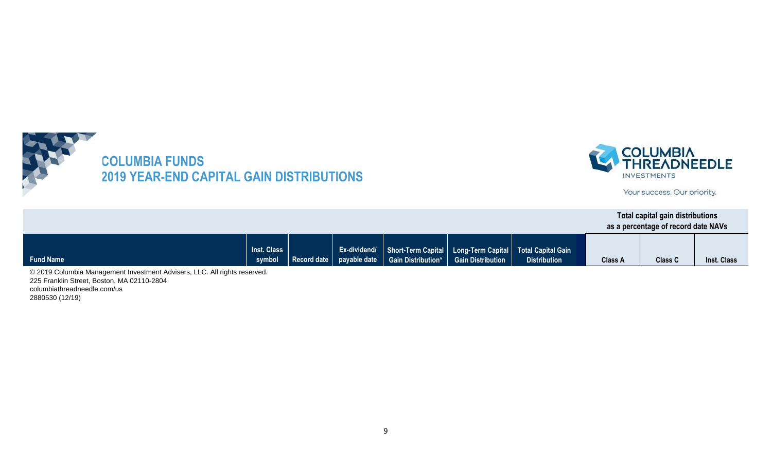# COLUMBIA FUNDS
# 2019 YEAR-END CAPITAL GAIN DISTRIBUTIONS

COLUMBIA THREADNEEDLE INVESTMENTS

Your success. Our priority.

| | | | | | | | Total capital gain distributions as a percentage of record date NAVs | | |
|---|---|---|---|---|---|---|---|---|---|
| Fund Name | Inst. Class symbol | Record date | Ex-dividend/ payable date | Short-Term Capital Gain Distribution* | Long-Term Capital Gain Distribution | Total Capital Gain Distribution | Class A | Class C | Inst. Class |

© 2019 Columbia Management Investment Advisers, LLC. All rights reserved.
225 Franklin Street, Boston, MA 02110-2804
columbiathreadneedle.com/us
2880530 (12/19)